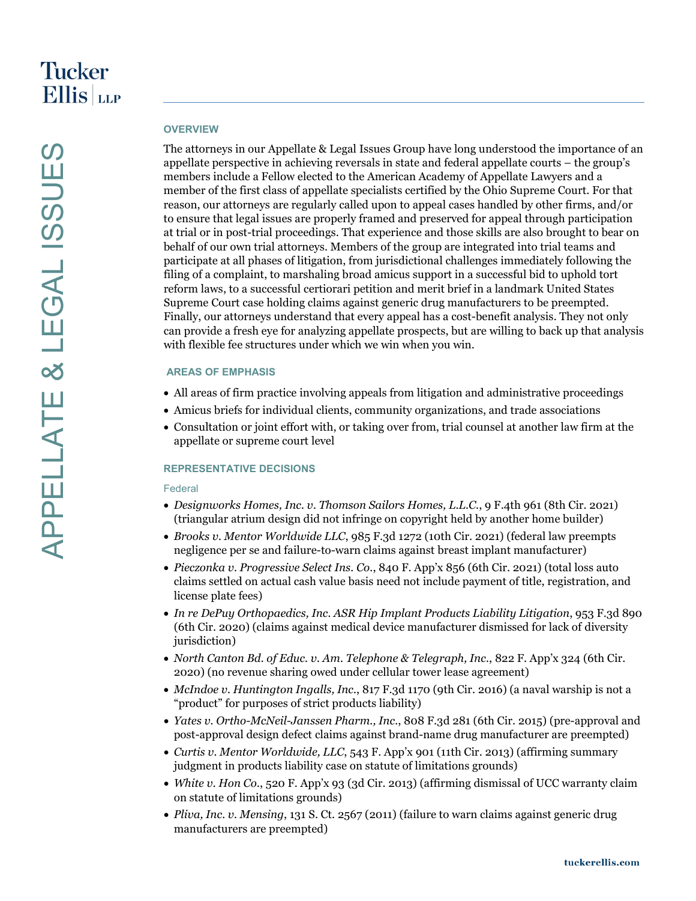# APPELLATE & LEGAL ISSUES

## OVERVIEW

The attorneys in our Appellate & Legal Issues Group have long understood the importance of an appellate perspective in achieving reversals in state and federal appellate courts – the group's members include a Fellow elected to the American Academy of Appellate Lawyers and a member of the first class of appellate specialists certified by the Ohio Supreme Court. For that reason, our attorneys are regularly called upon to appeal cases handled by other firms, and/or to ensure that legal issues are properly framed and preserved for appeal through participation at trial or in post-trial proceedings. That experience and those skills are also brought to bear on behalf of our own trial attorneys. Members of the group are integrated into trial teams and participate at all phases of litigation, from jurisdictional challenges immediately following the filing of a complaint, to marshaling broad amicus support in a successful bid to uphold tort reform laws, to a successful certiorari petition and merit brief in a landmark United States Supreme Court case holding claims against generic drug manufacturers to be preempted. Finally, our attorneys understand that every appeal has a cost-benefit analysis. They not only can provide a fresh eye for analyzing appellate prospects, but are willing to back up that analysis with flexible fee structures under which we win when you win.

## AREAS OF EMPHASIS

- All areas of firm practice involving appeals from litigation and administrative proceedings
- Amicus briefs for individual clients, community organizations, and trade associations
- Consultation or joint effort with, or taking over from, trial counsel at another law firm at the appellate or supreme court level

## REPRESENTATIVE DECISIONS

### Federal

- *Designworks Homes, Inc. v. Thomson Sailors Homes, L.L.C.*, 9 F.4th 961 (8th Cir. 2021) (triangular atrium design did not infringe on copyright held by another home builder)
- *Brooks v. Mentor Worldwide LLC*, 985 F.3d 1272 (10th Cir. 2021) (federal law preempts negligence per se and failure-to-warn claims against breast implant manufacturer)
- *Pieczonka v. Progressive Select Ins. Co.*, 840 F. App'x 856 (6th Cir. 2021) (total loss auto claims settled on actual cash value basis need not include payment of title, registration, and license plate fees)
- *In re DePuy Orthopaedics, Inc. ASR Hip Implant Products Liability Litigation*, 953 F.3d 890 (6th Cir. 2020) (claims against medical device manufacturer dismissed for lack of diversity jurisdiction)
- *North Canton Bd. of Educ. v. Am. Telephone & Telegraph, Inc.*, 822 F. App'x 324 (6th Cir. 2020) (no revenue sharing owed under cellular tower lease agreement)
- *McIndoe v. Huntington Ingalls, Inc.*, 817 F.3d 1170 (9th Cir. 2016) (a naval warship is not a "product" for purposes of strict products liability)
- *Yates v. Ortho-McNeil-Janssen Pharm., Inc.*, 808 F.3d 281 (6th Cir. 2015) (pre-approval and post-approval design defect claims against brand-name drug manufacturer are preempted)
- *Curtis v. Mentor Worldwide, LLC*, 543 F. App'x 901 (11th Cir. 2013) (affirming summary judgment in products liability case on statute of limitations grounds)
- *White v. Hon Co.*, 520 F. App'x 93 (3d Cir. 2013) (affirming dismissal of UCC warranty claim on statute of limitations grounds)
- *Pliva, Inc. v. Mensing*, 131 S. Ct. 2567 (2011) (failure to warn claims against generic drug manufacturers are preempted)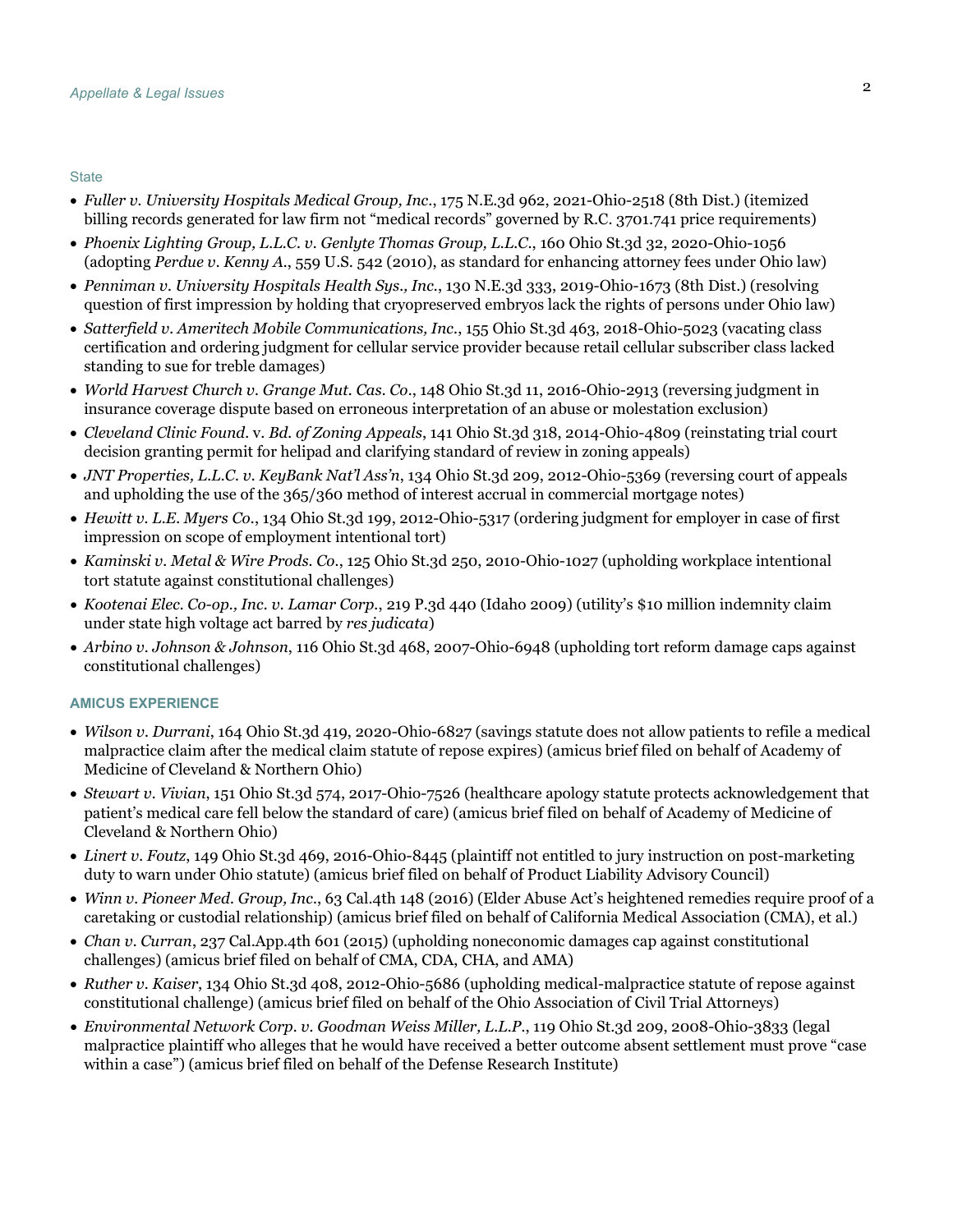### State

- *Fuller v. University Hospitals Medical Group, Inc.*, 175 N.E.3d 962, 2021-Ohio-2518 (8th Dist.) (itemized billing records generated for law firm not "medical records" governed by R.C. 3701.741 price requirements)
- *Phoenix Lighting Group, L.L.C. v. Genlyte Thomas Group, L.L.C.*, 160 Ohio St.3d 32, 2020-Ohio-1056 (adopting *Perdue v. Kenny A.*, 559 U.S. 542 (2010), as standard for enhancing attorney fees under Ohio law)
- *Penniman v. University Hospitals Health Sys., Inc.*, 130 N.E.3d 333, 2019-Ohio-1673 (8th Dist.) (resolving question of first impression by holding that cryopreserved embryos lack the rights of persons under Ohio law)
- *Satterfield v. Ameritech Mobile Communications, Inc.*, 155 Ohio St.3d 463, 2018-Ohio-5023 (vacating class certification and ordering judgment for cellular service provider because retail cellular subscriber class lacked standing to sue for treble damages)
- *World Harvest Church v. Grange Mut. Cas. Co.*, 148 Ohio St.3d 11, 2016-Ohio-2913 (reversing judgment in insurance coverage dispute based on erroneous interpretation of an abuse or molestation exclusion)
- *Cleveland Clinic Found.* v. *Bd. of Zoning Appeals*, 141 Ohio St.3d 318, 2014-Ohio-4809 (reinstating trial court decision granting permit for helipad and clarifying standard of review in zoning appeals)
- *JNT Properties, L.L.C. v. KeyBank Nat'l Ass'n*, 134 Ohio St.3d 209, 2012-Ohio-5369 (reversing court of appeals and upholding the use of the 365/360 method of interest accrual in commercial mortgage notes)
- *Hewitt v. L.E. Myers Co.*, 134 Ohio St.3d 199, 2012-Ohio-5317 (ordering judgment for employer in case of first impression on scope of employment intentional tort)
- *Kaminski v. Metal & Wire Prods. Co.*, 125 Ohio St.3d 250, 2010-Ohio-1027 (upholding workplace intentional tort statute against constitutional challenges)
- *Kootenai Elec. Co-op., Inc. v. Lamar Corp.*, 219 P.3d 440 (Idaho 2009) (utility's $10 million indemnity claim under state high voltage act barred by *res judicata*)
- *Arbino v. Johnson & Johnson*, 116 Ohio St.3d 468, 2007-Ohio-6948 (upholding tort reform damage caps against constitutional challenges)

### AMICUS EXPERIENCE

- *Wilson v. Durrani*, 164 Ohio St.3d 419, 2020-Ohio-6827 (savings statute does not allow patients to refile a medical malpractice claim after the medical claim statute of repose expires) (amicus brief filed on behalf of Academy of Medicine of Cleveland & Northern Ohio)
- *Stewart v. Vivian*, 151 Ohio St.3d 574, 2017-Ohio-7526 (healthcare apology statute protects acknowledgement that patient's medical care fell below the standard of care) (amicus brief filed on behalf of Academy of Medicine of Cleveland & Northern Ohio)
- *Linert v. Foutz*, 149 Ohio St.3d 469, 2016-Ohio-8445 (plaintiff not entitled to jury instruction on post-marketing duty to warn under Ohio statute) (amicus brief filed on behalf of Product Liability Advisory Council)
- *Winn v. Pioneer Med. Group, Inc.*, 63 Cal.4th 148 (2016) (Elder Abuse Act's heightened remedies require proof of a caretaking or custodial relationship) (amicus brief filed on behalf of California Medical Association (CMA), et al.)
- *Chan v. Curran*, 237 Cal.App.4th 601 (2015) (upholding noneconomic damages cap against constitutional challenges) (amicus brief filed on behalf of CMA, CDA, CHA, and AMA)
- *Ruther v. Kaiser*, 134 Ohio St.3d 408, 2012-Ohio-5686 (upholding medical-malpractice statute of repose against constitutional challenge) (amicus brief filed on behalf of the Ohio Association of Civil Trial Attorneys)
- *Environmental Network Corp. v. Goodman Weiss Miller, L.L.P.*, 119 Ohio St.3d 209, 2008-Ohio-3833 (legal malpractice plaintiff who alleges that he would have received a better outcome absent settlement must prove "case within a case") (amicus brief filed on behalf of the Defense Research Institute)